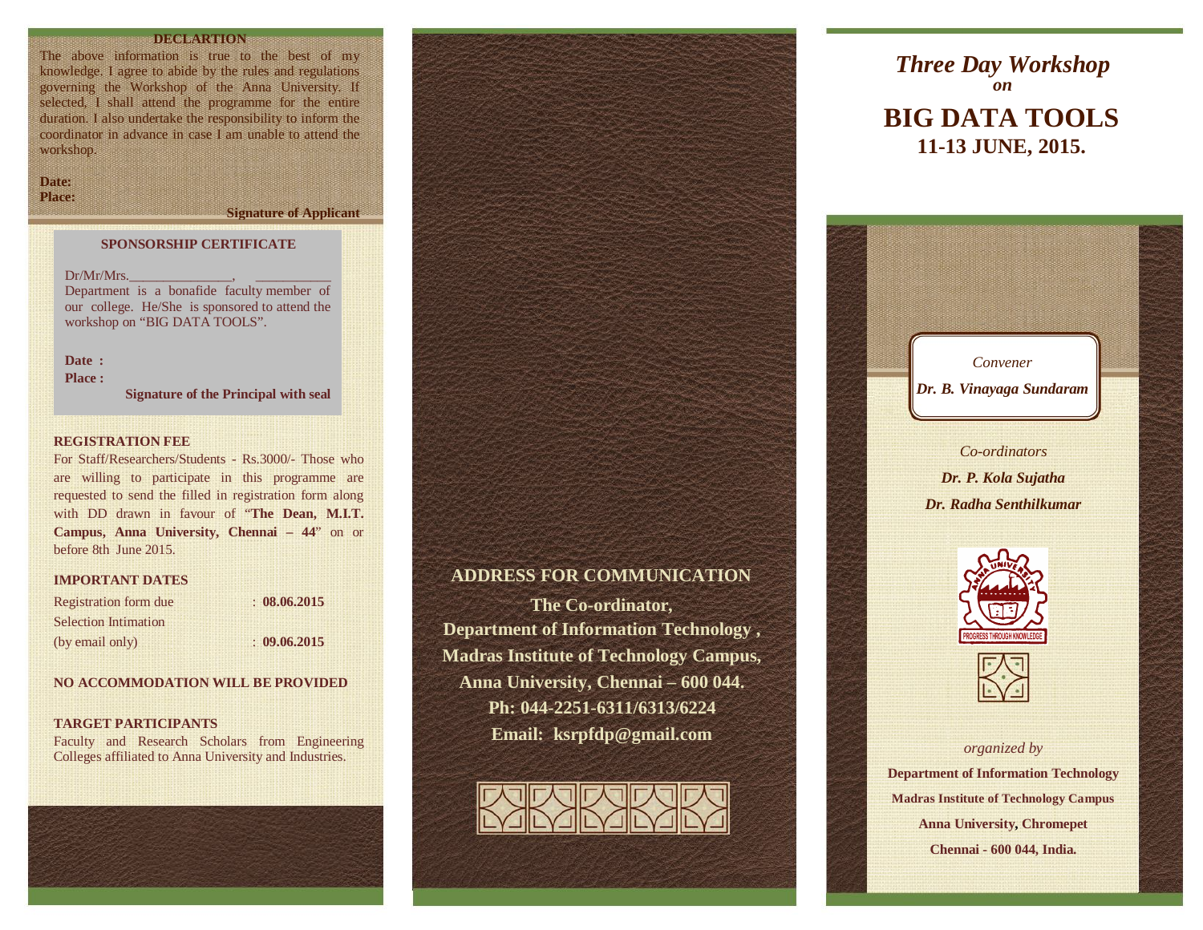## DECLARTION

The above information is true to the best of my knowledge. I agree to abide by the rules and regulations governing the Workshop of the Anna University. If selected, I shall attend the programme for the entire duration. I also undertake the responsibility to inform the coordinator in advance in case I am unable to attend the workshop.

**Date:**
**Place:**

**Signature of Applicant**

## SPONSORSHIP CERTIFICATE

Dr/Mr/Mrs.______________, __________ Department is a bonafide faculty member of our college. He/She is sponsored to attend the workshop on "BIG DATA TOOLS".

**Date :**
**Place :**

**Signature of the Principal with seal**

## REGISTRATION FEE

For Staff/Researchers/Students - Rs.3000/- Those who are willing to participate in this programme are requested to send the filled in registration form along with DD drawn in favour of "**The Dean, M.I.T. Campus, Anna University, Chennai – 44**" on or before 8th June 2015.

## IMPORTANT DATES

| | |
|---|---|
| Registration form due | : **08.06.2015** |
| Selection Intimation (by email only) | : **09.06.2015** |

## NO ACCOMMODATION WILL BE PROVIDED

## TARGET PARTICIPANTS

Faculty and Research Scholars from Engineering Colleges affiliated to Anna University and Industries.

## ADDRESS FOR COMMUNICATION

**The Co-ordinator,**
**Department of Information Technology ,**
**Madras Institute of Technology Campus,**
**Anna University, Chennai – 600 044.**
**Ph: 044-2251-6311/6313/6224**
**Email: ksrpfdp@gmail.com**

# *Three Day Workshop*
*on*
# BIG DATA TOOLS
## 11-13 JUNE, 2015.

*Convener*
***Dr. B. Vinayaga Sundaram***

*Co-ordinators*
***Dr. P. Kola Sujatha***
***Dr. Radha Senthilkumar***

*organized by*
**Department of Information Technology**
**Madras Institute of Technology Campus**
**Anna University, Chromepet**
**Chennai - 600 044, India.**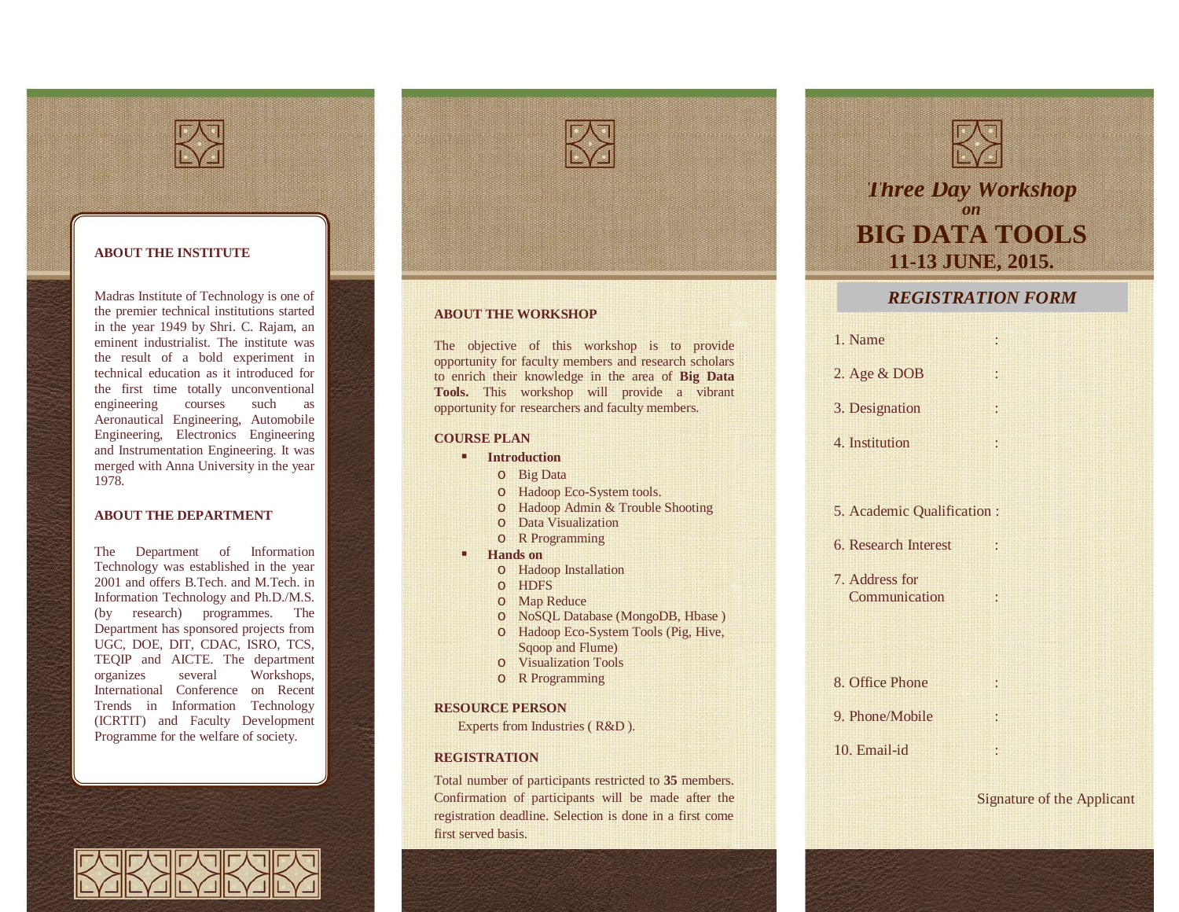## ABOUT THE INSTITUTE

Madras Institute of Technology is one of the premier technical institutions started in the year 1949 by Shri. C. Rajam, an eminent industrialist. The institute was the result of a bold experiment in technical education as it introduced for the first time totally unconventional engineering courses such as Aeronautical Engineering, Automobile Engineering, Electronics Engineering and Instrumentation Engineering. It was merged with Anna University in the year 1978.

## ABOUT THE DEPARTMENT

The Department of Information Technology was established in the year 2001 and offers B.Tech. and M.Tech. in Information Technology and Ph.D./M.S. (by research) programmes. The Department has sponsored projects from UGC, DOE, DIT, CDAC, ISRO, TCS, TEQIP and AICTE. The department organizes several Workshops, International Conference on Recent Trends in Information Technology (ICRTIT) and Faculty Development Programme for the welfare of society.

## ABOUT THE WORKSHOP

The objective of this workshop is to provide opportunity for faculty members and research scholars to enrich their knowledge in the area of **Big Data Tools.** This workshop will provide a vibrant opportunity for researchers and faculty members.

## COURSE PLAN

- **Introduction**
  - Big Data
  - Hadoop Eco-System tools.
  - Hadoop Admin & Trouble Shooting
  - Data Visualization
  - R Programming
- **Hands on**
  - Hadoop Installation
  - HDFS
  - Map Reduce
  - NoSQL Database (MongoDB, Hbase )
  - Hadoop Eco-System Tools (Pig, Hive, Sqoop and Flume)
  - Visualization Tools
  - R Programming

## RESOURCE PERSON

Experts from Industries ( R&D ).

## REGISTRATION

Total number of participants restricted to **35** members. Confirmation of participants will be made after the registration deadline. Selection is done in a first come first served basis.

*Three Day Workshop*
*on*

# BIG DATA TOOLS

## 11-13 JUNE, 2015.

### *REGISTRATION FORM*

1. Name :
2. Age & DOB :
3. Designation :
4. Institution :
5. Academic Qualification :
6. Research Interest :
7. Address for Communication :
8. Office Phone :
9. Phone/Mobile :
10. Email-id :

Signature of the Applicant